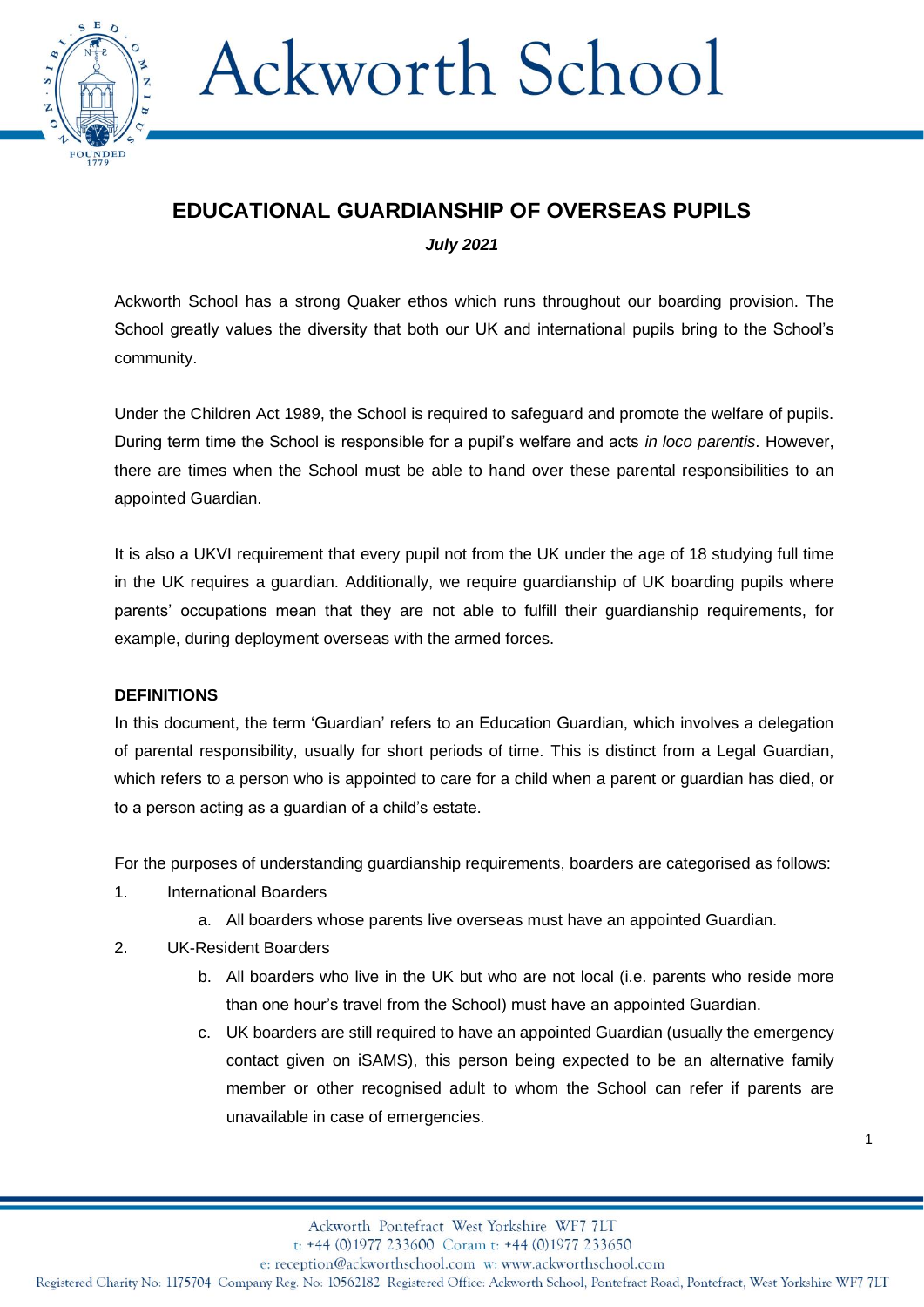# EDUCATIONAL GUARDIANSHIP OF OVERSEAS PUPILS

***July 2021***

Ackworth School has a strong Quaker ethos which runs throughout our boarding provision. The School greatly values the diversity that both our UK and international pupils bring to the School's community.

Under the Children Act 1989, the School is required to safeguard and promote the welfare of pupils. During term time the School is responsible for a pupil's welfare and acts *in loco parentis*. However, there are times when the School must be able to hand over these parental responsibilities to an appointed Guardian.

It is also a UKVI requirement that every pupil not from the UK under the age of 18 studying full time in the UK requires a guardian. Additionally, we require guardianship of UK boarding pupils where parents' occupations mean that they are not able to fulfill their guardianship requirements, for example, during deployment overseas with the armed forces.

## DEFINITIONS

In this document, the term 'Guardian' refers to an Education Guardian, which involves a delegation of parental responsibility, usually for short periods of time. This is distinct from a Legal Guardian, which refers to a person who is appointed to care for a child when a parent or guardian has died, or to a person acting as a guardian of a child's estate.

For the purposes of understanding guardianship requirements, boarders are categorised as follows:

1. International Boarders
   a. All boarders whose parents live overseas must have an appointed Guardian.
2. UK-Resident Boarders
   b. All boarders who live in the UK but who are not local (i.e. parents who reside more than one hour's travel from the School) must have an appointed Guardian.
   c. UK boarders are still required to have an appointed Guardian (usually the emergency contact given on iSAMS), this person being expected to be an alternative family member or other recognised adult to whom the School can refer if parents are unavailable in case of emergencies.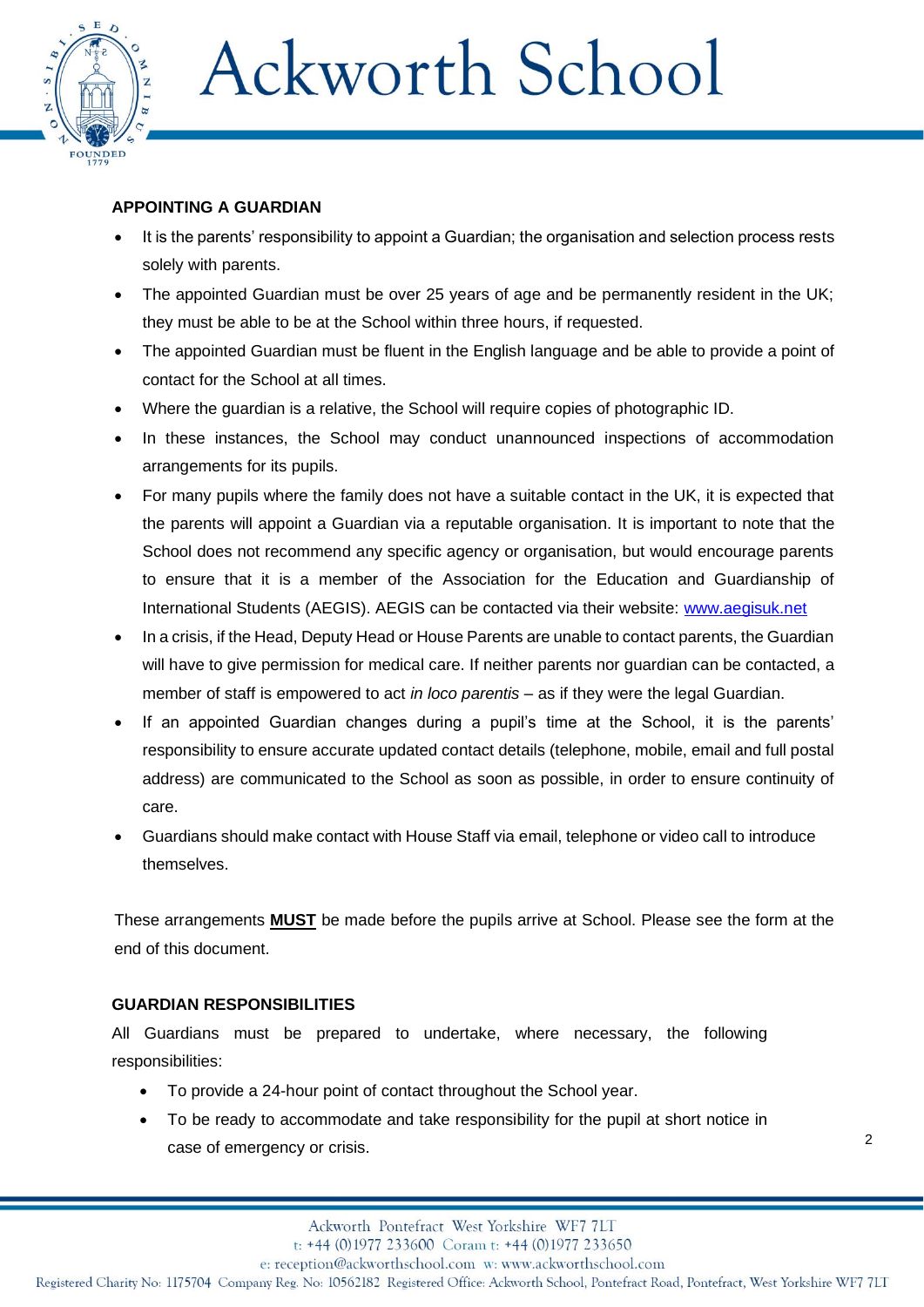## APPOINTING A GUARDIAN

- It is the parents' responsibility to appoint a Guardian; the organisation and selection process rests solely with parents.
- The appointed Guardian must be over 25 years of age and be permanently resident in the UK; they must be able to be at the School within three hours, if requested.
- The appointed Guardian must be fluent in the English language and be able to provide a point of contact for the School at all times.
- Where the guardian is a relative, the School will require copies of photographic ID.
- In these instances, the School may conduct unannounced inspections of accommodation arrangements for its pupils.
- For many pupils where the family does not have a suitable contact in the UK, it is expected that the parents will appoint a Guardian via a reputable organisation. It is important to note that the School does not recommend any specific agency or organisation, but would encourage parents to ensure that it is a member of the Association for the Education and Guardianship of International Students (AEGIS). AEGIS can be contacted via their website: [www.aegisuk.net](www.aegisuk.net)
- In a crisis, if the Head, Deputy Head or House Parents are unable to contact parents, the Guardian will have to give permission for medical care. If neither parents nor guardian can be contacted, a member of staff is empowered to act *in loco parentis* – as if they were the legal Guardian.
- If an appointed Guardian changes during a pupil's time at the School, it is the parents' responsibility to ensure accurate updated contact details (telephone, mobile, email and full postal address) are communicated to the School as soon as possible, in order to ensure continuity of care.
- Guardians should make contact with House Staff via email, telephone or video call to introduce themselves.

These arrangements **MUST** be made before the pupils arrive at School. Please see the form at the end of this document.

## GUARDIAN RESPONSIBILITIES

All Guardians must be prepared to undertake, where necessary, the following responsibilities:

- To provide a 24-hour point of contact throughout the School year.
- To be ready to accommodate and take responsibility for the pupil at short notice in case of emergency or crisis.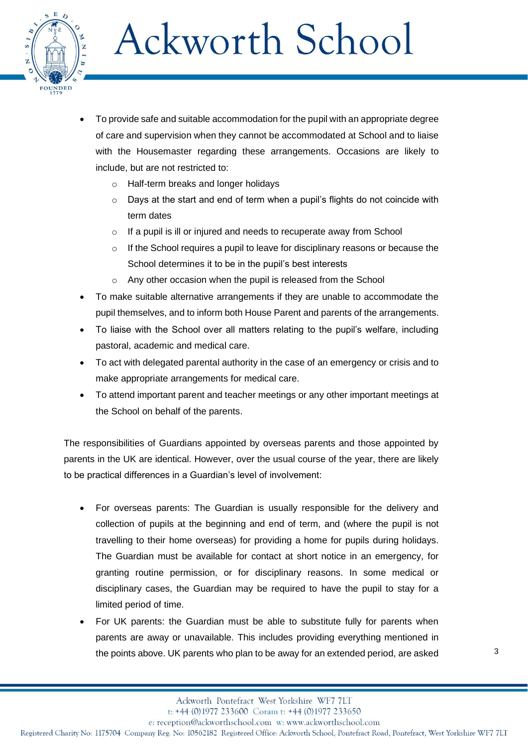- To provide safe and suitable accommodation for the pupil with an appropriate degree of care and supervision when they cannot be accommodated at School and to liaise with the Housemaster regarding these arrangements. Occasions are likely to include, but are not restricted to:
    - Half-term breaks and longer holidays
    - Days at the start and end of term when a pupil's flights do not coincide with term dates
    - If a pupil is ill or injured and needs to recuperate away from School
    - If the School requires a pupil to leave for disciplinary reasons or because the School determines it to be in the pupil's best interests
    - Any other occasion when the pupil is released from the School
- To make suitable alternative arrangements if they are unable to accommodate the pupil themselves, and to inform both House Parent and parents of the arrangements.
- To liaise with the School over all matters relating to the pupil's welfare, including pastoral, academic and medical care.
- To act with delegated parental authority in the case of an emergency or crisis and to make appropriate arrangements for medical care.
- To attend important parent and teacher meetings or any other important meetings at the School on behalf of the parents.

The responsibilities of Guardians appointed by overseas parents and those appointed by parents in the UK are identical. However, over the usual course of the year, there are likely to be practical differences in a Guardian's level of involvement:

- For overseas parents: The Guardian is usually responsible for the delivery and collection of pupils at the beginning and end of term, and (where the pupil is not travelling to their home overseas) for providing a home for pupils during holidays. The Guardian must be available for contact at short notice in an emergency, for granting routine permission, or for disciplinary reasons. In some medical or disciplinary cases, the Guardian may be required to have the pupil to stay for a limited period of time.
- For UK parents: the Guardian must be able to substitute fully for parents when parents are away or unavailable. This includes providing everything mentioned in the points above. UK parents who plan to be away for an extended period, are asked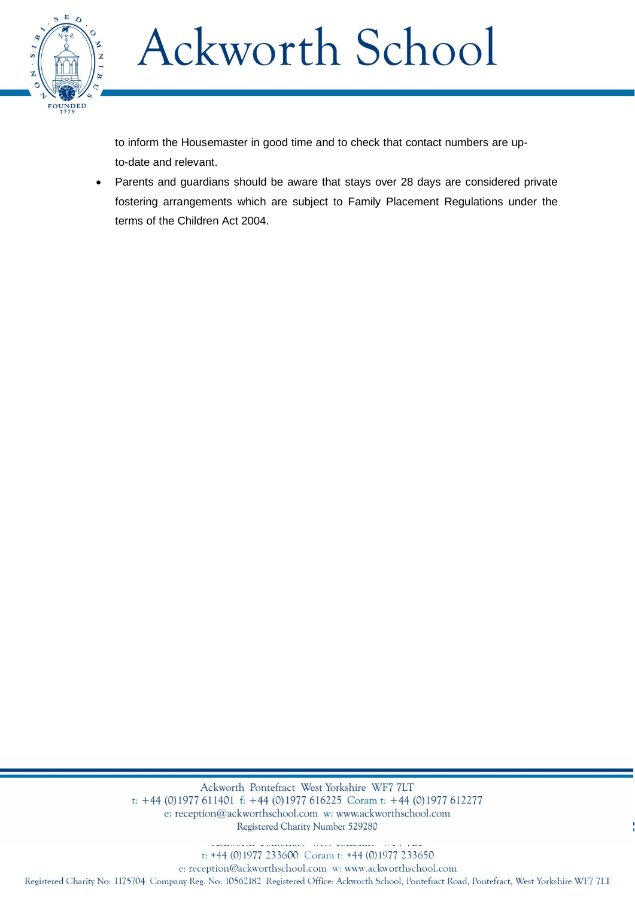to inform the Housemaster in good time and to check that contact numbers are up-to-date and relevant.

- Parents and guardians should be aware that stays over 28 days are considered private fostering arrangements which are subject to Family Placement Regulations under the terms of the Children Act 2004.